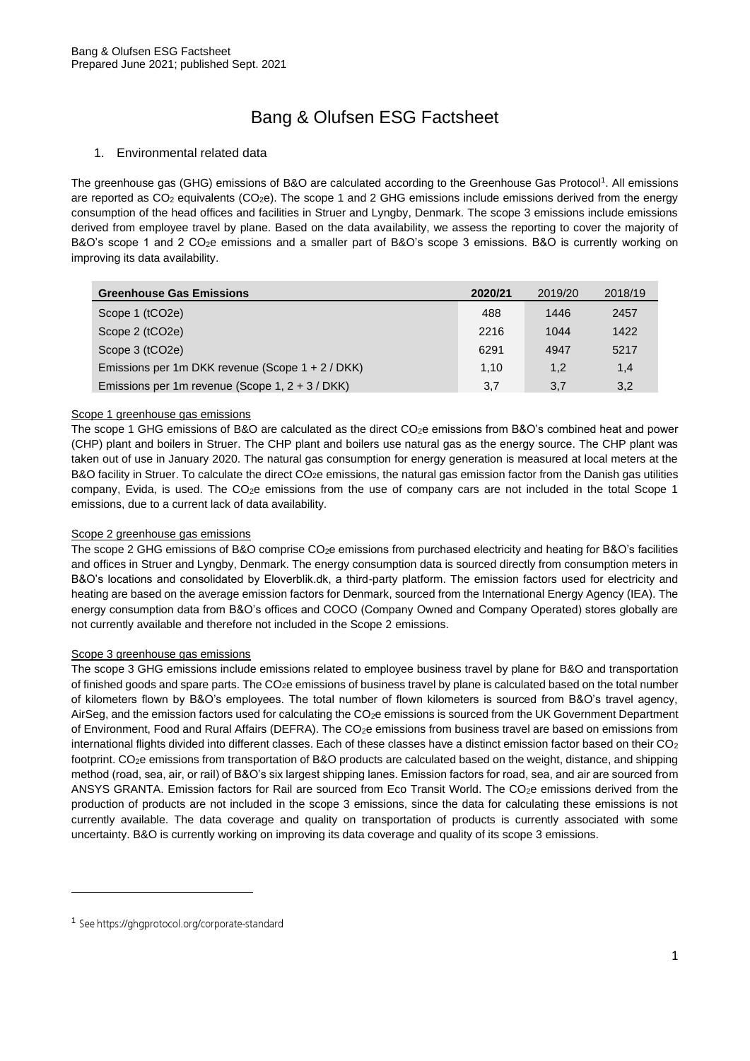# Bang & Olufsen ESG Factsheet

## 1. Environmental related data

The greenhouse gas (GHG) emissions of B&O are calculated according to the Greenhouse Gas Protocol[1]. All emissions are reported as $CO_2$ equivalents ($CO_2e$). The scope 1 and 2 GHG emissions include emissions derived from the energy consumption of the head offices and facilities in Struer and Lyngby, Denmark. The scope 3 emissions include emissions derived from employee travel by plane. Based on the data availability, we assess the reporting to cover the majority of B&O's scope 1 and 2 $CO_2e$ emissions and a smaller part of B&O's scope 3 emissions. B&O is currently working on improving its data availability.

| Greenhouse Gas Emissions | 2020/21 | 2019/20 | 2018/19 |
|---|---|---|---|
| Scope 1 (tCO2e) | 488 | 1446 | 2457 |
| Scope 2 (tCO2e) | 2216 | 1044 | 1422 |
| Scope 3 (tCO2e) | 6291 | 4947 | 5217 |
| Emissions per 1m DKK revenue (Scope 1 + 2 / DKK) | 1,10 | 1,2 | 1,4 |
| Emissions per 1m revenue (Scope 1, 2 + 3 / DKK) | 3,7 | 3,7 | 3,2 |

### Scope 1 greenhouse gas emissions

The scope 1 GHG emissions of B&O are calculated as the direct $CO_2e$ emissions from B&O's combined heat and power (CHP) plant and boilers in Struer. The CHP plant and boilers use natural gas as the energy source. The CHP plant was taken out of use in January 2020. The natural gas consumption for energy generation is measured at local meters at the B&O facility in Struer. To calculate the direct $CO_2e$ emissions, the natural gas emission factor from the Danish gas utilities company, Evida, is used. The $CO_2e$ emissions from the use of company cars are not included in the total Scope 1 emissions, due to a current lack of data availability.

### Scope 2 greenhouse gas emissions

The scope 2 GHG emissions of B&O comprise $CO_2e$ emissions from purchased electricity and heating for B&O's facilities and offices in Struer and Lyngby, Denmark. The energy consumption data is sourced directly from consumption meters in B&O's locations and consolidated by Eloverblik.dk, a third-party platform. The emission factors used for electricity and heating are based on the average emission factors for Denmark, sourced from the International Energy Agency (IEA). The energy consumption data from B&O's offices and COCO (Company Owned and Company Operated) stores globally are not currently available and therefore not included in the Scope 2 emissions.

### Scope 3 greenhouse gas emissions

The scope 3 GHG emissions include emissions related to employee business travel by plane for B&O and transportation of finished goods and spare parts. The $CO_2e$ emissions of business travel by plane is calculated based on the total number of kilometers flown by B&O's employees. The total number of flown kilometers is sourced from B&O's travel agency, AirSeg, and the emission factors used for calculating the $CO_2e$ emissions is sourced from the UK Government Department of Environment, Food and Rural Affairs (DEFRA). The $CO_2e$ emissions from business travel are based on emissions from international flights divided into different classes. Each of these classes have a distinct emission factor based on their $CO_2$ footprint. $CO_2e$ emissions from transportation of B&O products are calculated based on the weight, distance, and shipping method (road, sea, air, or rail) of B&O's six largest shipping lanes. Emission factors for road, sea, and air are sourced from ANSYS GRANTA. Emission factors for Rail are sourced from Eco Transit World. The $CO_2e$ emissions derived from the production of products are not included in the scope 3 emissions, since the data for calculating these emissions is not currently available. The data coverage and quality on transportation of products is currently associated with some uncertainty. B&O is currently working on improving its data coverage and quality of its scope 3 emissions.

[1] See https://ghgprotocol.org/corporate-standard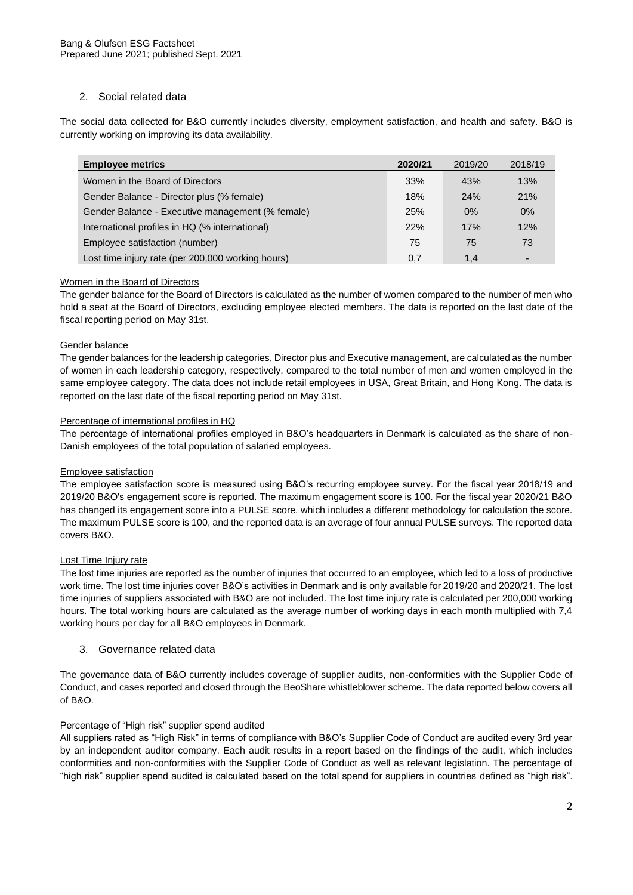## 2. Social related data

The social data collected for B&O currently includes diversity, employment satisfaction, and health and safety. B&O is currently working on improving its data availability.

| Employee metrics | 2020/21 | 2019/20 | 2018/19 |
|---|---|---|---|
| Women in the Board of Directors | 33% | 43% | 13% |
| Gender Balance - Director plus (% female) | 18% | 24% | 21% |
| Gender Balance - Executive management (% female) | 25% | 0% | 0% |
| International profiles in HQ (% international) | 22% | 17% | 12% |
| Employee satisfaction (number) | 75 | 75 | 73 |
| Lost time injury rate (per 200,000 working hours) | 0,7 | 1,4 | - |

Women in the Board of Directors

The gender balance for the Board of Directors is calculated as the number of women compared to the number of men who hold a seat at the Board of Directors, excluding employee elected members. The data is reported on the last date of the fiscal reporting period on May 31st.

Gender balance

The gender balances for the leadership categories, Director plus and Executive management, are calculated as the number of women in each leadership category, respectively, compared to the total number of men and women employed in the same employee category. The data does not include retail employees in USA, Great Britain, and Hong Kong. The data is reported on the last date of the fiscal reporting period on May 31st.

Percentage of international profiles in HQ

The percentage of international profiles employed in B&O's headquarters in Denmark is calculated as the share of non-Danish employees of the total population of salaried employees.

Employee satisfaction

The employee satisfaction score is measured using B&O's recurring employee survey. For the fiscal year 2018/19 and 2019/20 B&O's engagement score is reported. The maximum engagement score is 100. For the fiscal year 2020/21 B&O has changed its engagement score into a PULSE score, which includes a different methodology for calculation the score. The maximum PULSE score is 100, and the reported data is an average of four annual PULSE surveys. The reported data covers B&O.

Lost Time Injury rate

The lost time injuries are reported as the number of injuries that occurred to an employee, which led to a loss of productive work time. The lost time injuries cover B&O's activities in Denmark and is only available for 2019/20 and 2020/21. The lost time injuries of suppliers associated with B&O are not included. The lost time injury rate is calculated per 200,000 working hours. The total working hours are calculated as the average number of working days in each month multiplied with 7,4 working hours per day for all B&O employees in Denmark.

## 3. Governance related data

The governance data of B&O currently includes coverage of supplier audits, non-conformities with the Supplier Code of Conduct, and cases reported and closed through the BeoShare whistleblower scheme. The data reported below covers all of B&O.

Percentage of "High risk" supplier spend audited

All suppliers rated as "High Risk" in terms of compliance with B&O's Supplier Code of Conduct are audited every 3rd year by an independent auditor company. Each audit results in a report based on the findings of the audit, which includes conformities and non-conformities with the Supplier Code of Conduct as well as relevant legislation. The percentage of "high risk" supplier spend audited is calculated based on the total spend for suppliers in countries defined as "high risk".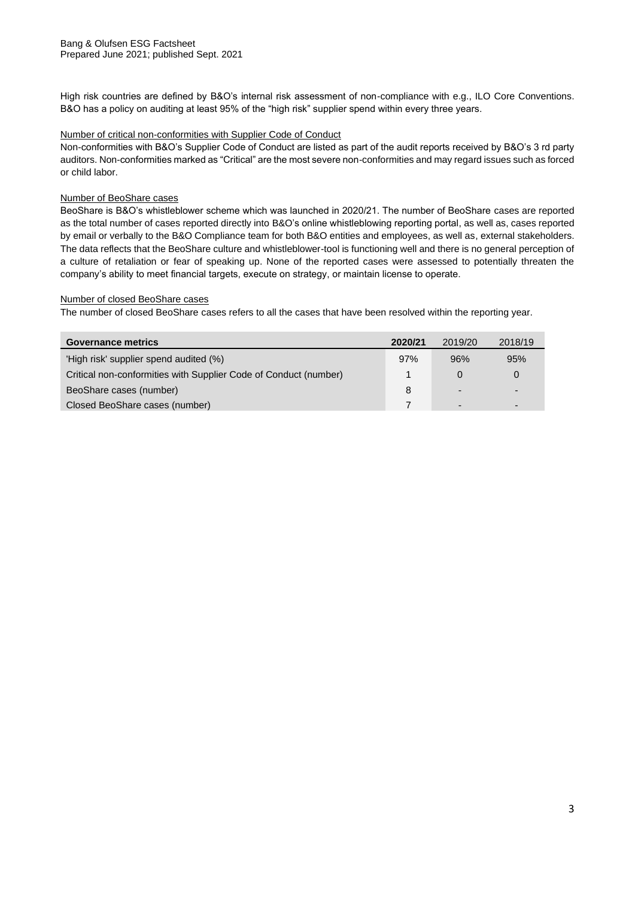High risk countries are defined by B&O's internal risk assessment of non-compliance with e.g., ILO Core Conventions. B&O has a policy on auditing at least 95% of the "high risk" supplier spend within every three years.

Number of critical non-conformities with Supplier Code of Conduct

Non-conformities with B&O's Supplier Code of Conduct are listed as part of the audit reports received by B&O's 3 rd party auditors. Non-conformities marked as "Critical" are the most severe non-conformities and may regard issues such as forced or child labor.

Number of BeoShare cases

BeoShare is B&O's whistleblower scheme which was launched in 2020/21. The number of BeoShare cases are reported as the total number of cases reported directly into B&O's online whistleblowing reporting portal, as well as, cases reported by email or verbally to the B&O Compliance team for both B&O entities and employees, as well as, external stakeholders. The data reflects that the BeoShare culture and whistleblower-tool is functioning well and there is no general perception of a culture of retaliation or fear of speaking up. None of the reported cases were assessed to potentially threaten the company's ability to meet financial targets, execute on strategy, or maintain license to operate.

Number of closed BeoShare cases

The number of closed BeoShare cases refers to all the cases that have been resolved within the reporting year.

| **Governance metrics** | **2020/21** | 2019/20 | 2018/19 |
|---|---|---|---|
| 'High risk' supplier spend audited (%) | 97% | 96% | 95% |
| Critical non-conformities with Supplier Code of Conduct (number) | 1 | 0 | 0 |
| BeoShare cases (number) | 8 | - | - |
| Closed BeoShare cases (number) | 7 | - | - |